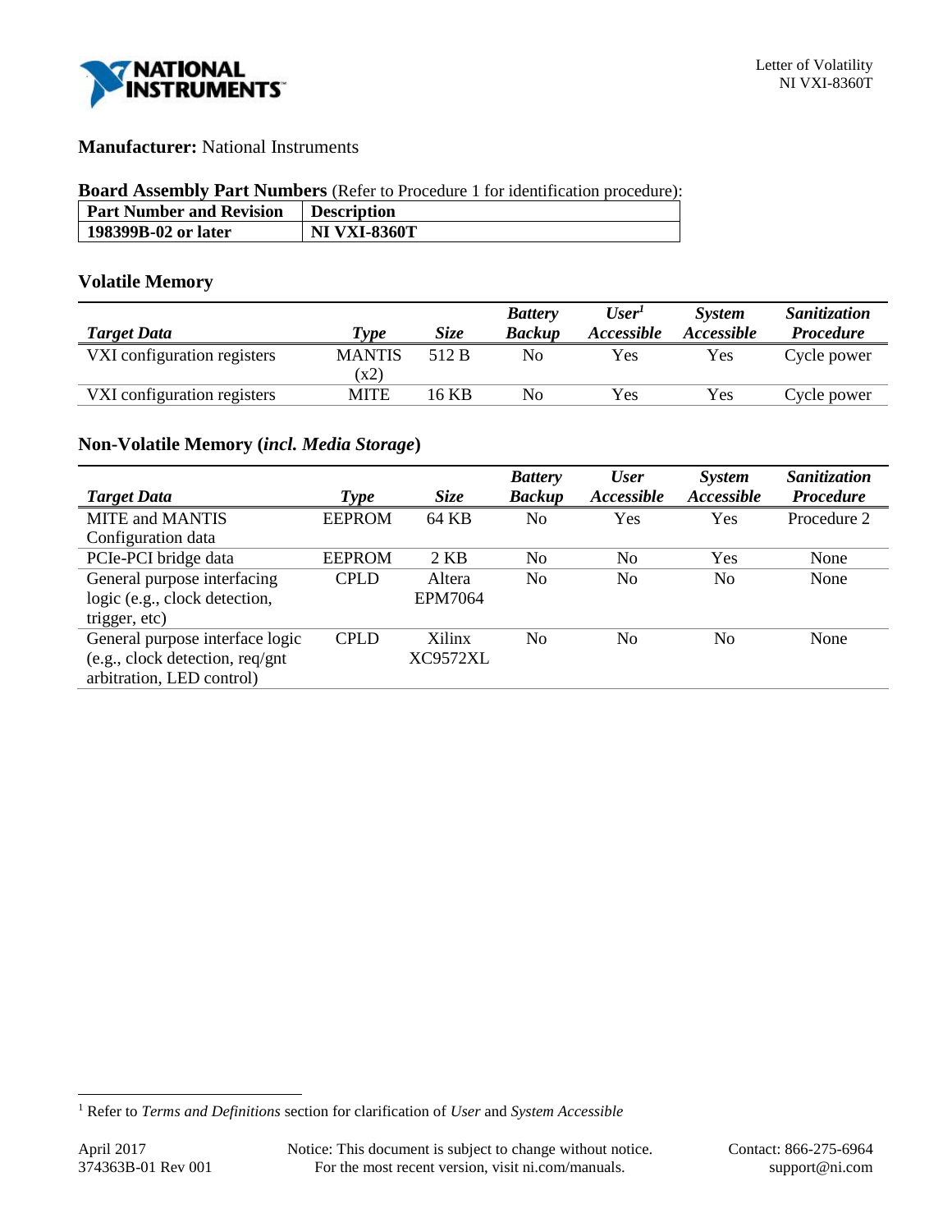**Manufacturer:** National Instruments

**Board Assembly Part Numbers** (Refer to Procedure 1 for identification procedure):

| Part Number and Revision | Description |
|---|---|
| **198399B-02 or later** | **NI VXI-8360T** |

### Volatile Memory

| *Target Data* | *Type* | *Size* | *Battery Backup* | *User[1] Accessible* | *System Accessible* | *Sanitization Procedure* |
|---|---|---|---|---|---|---|
| VXI configuration registers | MANTIS (x2) | 512 B | No | Yes | Yes | Cycle power |
| VXI configuration registers | MITE | 16 KB | No | Yes | Yes | Cycle power |

### Non-Volatile Memory (*incl. Media Storage*)

| *Target Data* | *Type* | *Size* | *Battery Backup* | *User Accessible* | *System Accessible* | *Sanitization Procedure* |
|---|---|---|---|---|---|---|
| MITE and MANTIS Configuration data | EEPROM | 64 KB | No | Yes | Yes | Procedure 2 |
| PCIe-PCI bridge data | EEPROM | 2 KB | No | No | Yes | None |
| General purpose interfacing logic (e.g., clock detection, trigger, etc) | CPLD | Altera EPM7064 | No | No | No | None |
| General purpose interface logic (e.g., clock detection, req/gnt arbitration, LED control) | CPLD | Xilinx XC9572XL | No | No | No | None |

[1] Refer to *Terms and Definitions* section for clarification of *User* and *System Accessible*

April 2017
374363B-01 Rev 001

Notice: This document is subject to change without notice.
For the most recent version, visit ni.com/manuals.

Contact: 866-275-6964
support@ni.com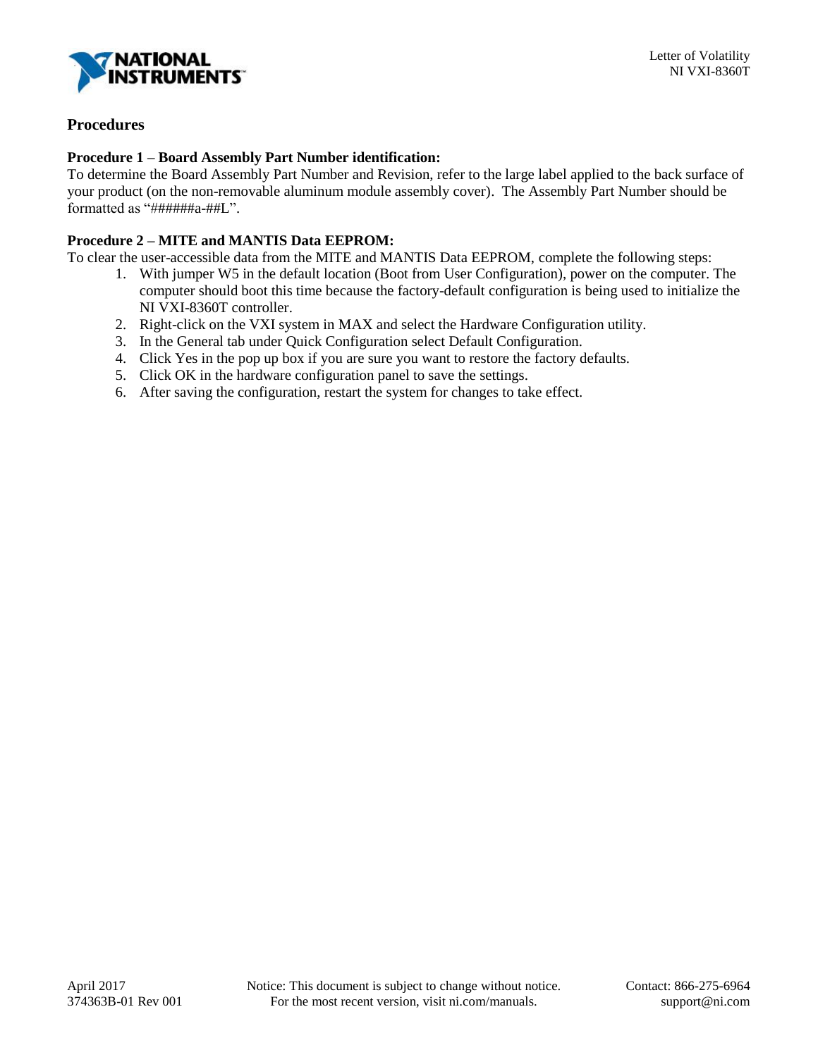## Procedures

**Procedure 1 – Board Assembly Part Number identification:**
To determine the Board Assembly Part Number and Revision, refer to the large label applied to the back surface of your product (on the non-removable aluminum module assembly cover). The Assembly Part Number should be formatted as "######a-##L".

**Procedure 2 – MITE and MANTIS Data EEPROM:**
To clear the user-accessible data from the MITE and MANTIS Data EEPROM, complete the following steps:

1. With jumper W5 in the default location (Boot from User Configuration), power on the computer. The computer should boot this time because the factory-default configuration is being used to initialize the NI VXI-8360T controller.
2. Right-click on the VXI system in MAX and select the Hardware Configuration utility.
3. In the General tab under Quick Configuration select Default Configuration.
4. Click Yes in the pop up box if you are sure you want to restore the factory defaults.
5. Click OK in the hardware configuration panel to save the settings.
6. After saving the configuration, restart the system for changes to take effect.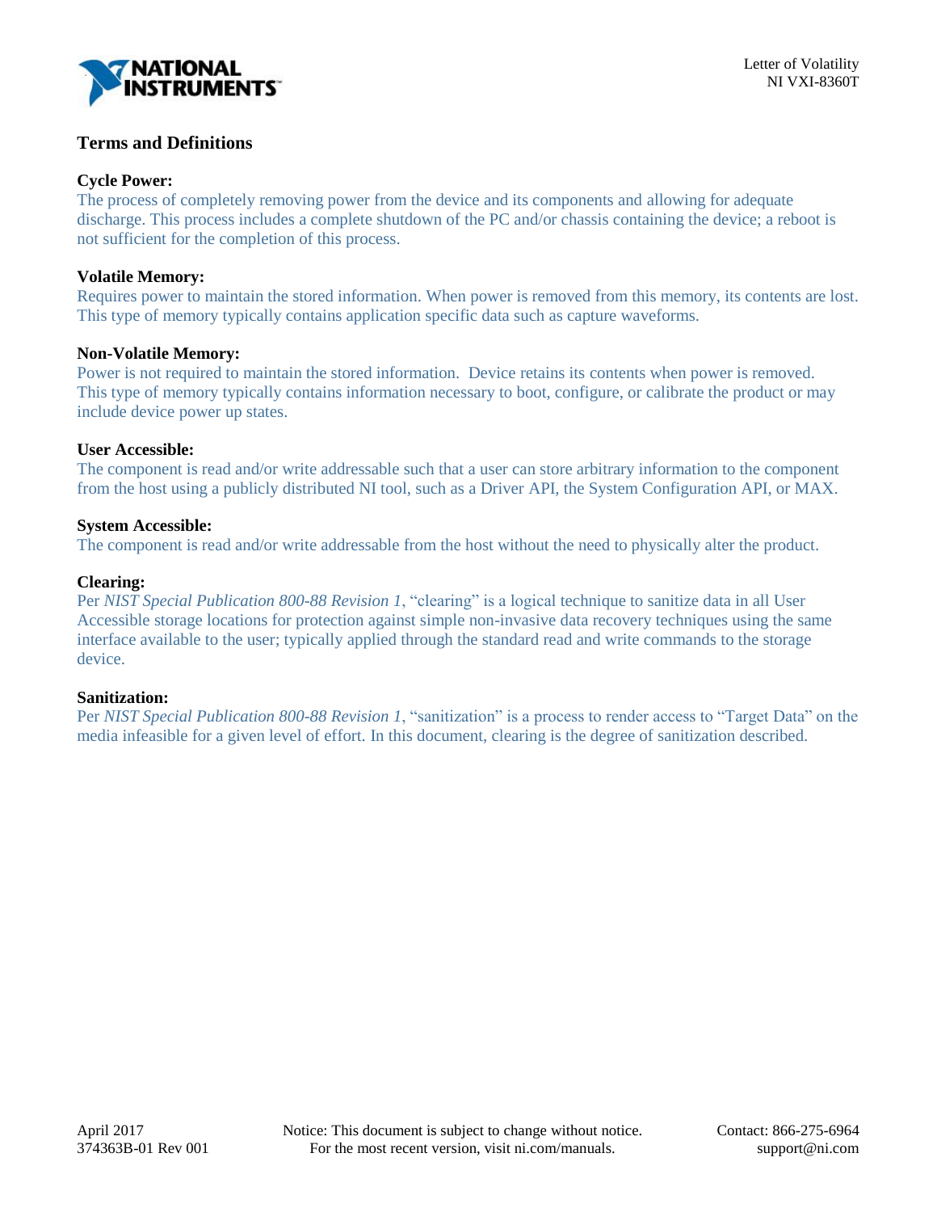## Terms and Definitions

**Cycle Power:**

The process of completely removing power from the device and its components and allowing for adequate discharge. This process includes a complete shutdown of the PC and/or chassis containing the device; a reboot is not sufficient for the completion of this process.

**Volatile Memory:**

Requires power to maintain the stored information. When power is removed from this memory, its contents are lost. This type of memory typically contains application specific data such as capture waveforms.

**Non-Volatile Memory:**

Power is not required to maintain the stored information. Device retains its contents when power is removed. This type of memory typically contains information necessary to boot, configure, or calibrate the product or may include device power up states.

**User Accessible:**

The component is read and/or write addressable such that a user can store arbitrary information to the component from the host using a publicly distributed NI tool, such as a Driver API, the System Configuration API, or MAX.

**System Accessible:**

The component is read and/or write addressable from the host without the need to physically alter the product.

**Clearing:**

Per *NIST Special Publication 800-88 Revision 1*, "clearing" is a logical technique to sanitize data in all User Accessible storage locations for protection against simple non-invasive data recovery techniques using the same interface available to the user; typically applied through the standard read and write commands to the storage device.

**Sanitization:**

Per *NIST Special Publication 800-88 Revision 1*, "sanitization" is a process to render access to "Target Data" on the media infeasible for a given level of effort. In this document, clearing is the degree of sanitization described.